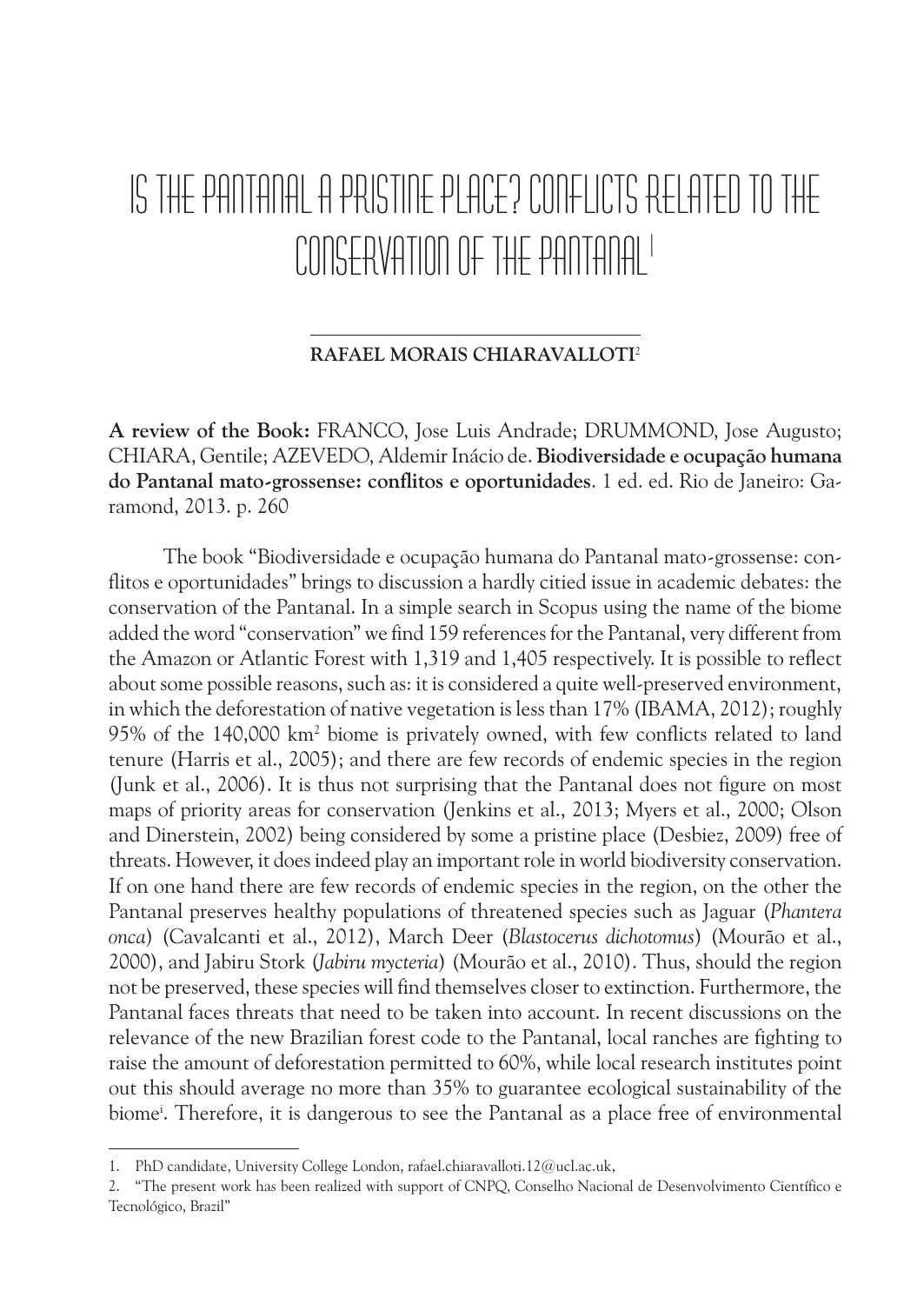# IS THE PANTANAL A PRISTINE PLACE? CONFLICTS RELATED TO THE CONSERVATION OF THE PANTANAL[1]

**RAFAEL MORAIS CHIARAVALLOTI**[2]

**A review of the Book:** FRANCO, Jose Luis Andrade; DRUMMOND, Jose Augusto; CHIARA, Gentile; AZEVEDO, Aldemir Inácio de. **Biodiversidade e ocupação humana do Pantanal mato-grossense: conflitos e oportunidades**. 1 ed. ed. Rio de Janeiro: Garamond, 2013. p. 260

The book "Biodiversidade e ocupação humana do Pantanal mato-grossense: conflitos e oportunidades" brings to discussion a hardly citied issue in academic debates: the conservation of the Pantanal. In a simple search in Scopus using the name of the biome added the word "conservation" we find 159 references for the Pantanal, very different from the Amazon or Atlantic Forest with 1,319 and 1,405 respectively. It is possible to reflect about some possible reasons, such as: it is considered a quite well-preserved environment, in which the deforestation of native vegetation is less than 17% (IBAMA, 2012); roughly 95% of the 140,000 km$^2$ biome is privately owned, with few conflicts related to land tenure (Harris et al., 2005); and there are few records of endemic species in the region (Junk et al., 2006). It is thus not surprising that the Pantanal does not figure on most maps of priority areas for conservation (Jenkins et al., 2013; Myers et al., 2000; Olson and Dinerstein, 2002) being considered by some a pristine place (Desbiez, 2009) free of threats. However, it does indeed play an important role in world biodiversity conservation. If on one hand there are few records of endemic species in the region, on the other the Pantanal preserves healthy populations of threatened species such as Jaguar (*Phantera onca*) (Cavalcanti et al., 2012), March Deer (*Blastocerus dichotomus*) (Mourão et al., 2000), and Jabiru Stork (*Jabiru mycteria*) (Mourão et al., 2010). Thus, should the region not be preserved, these species will find themselves closer to extinction. Furthermore, the Pantanal faces threats that need to be taken into account. In recent discussions on the relevance of the new Brazilian forest code to the Pantanal, local ranches are fighting to raise the amount of deforestation permitted to 60%, while local research institutes point out this should average no more than 35% to guarantee ecological sustainability of the biome[i]. Therefore, it is dangerous to see the Pantanal as a place free of environmental

1. PhD candidate, University College London, rafael.chiaravalloti.12@ucl.ac.uk,

2. "The present work has been realized with support of CNPQ, Conselho Nacional de Desenvolvimento Científico e Tecnológico, Brazil"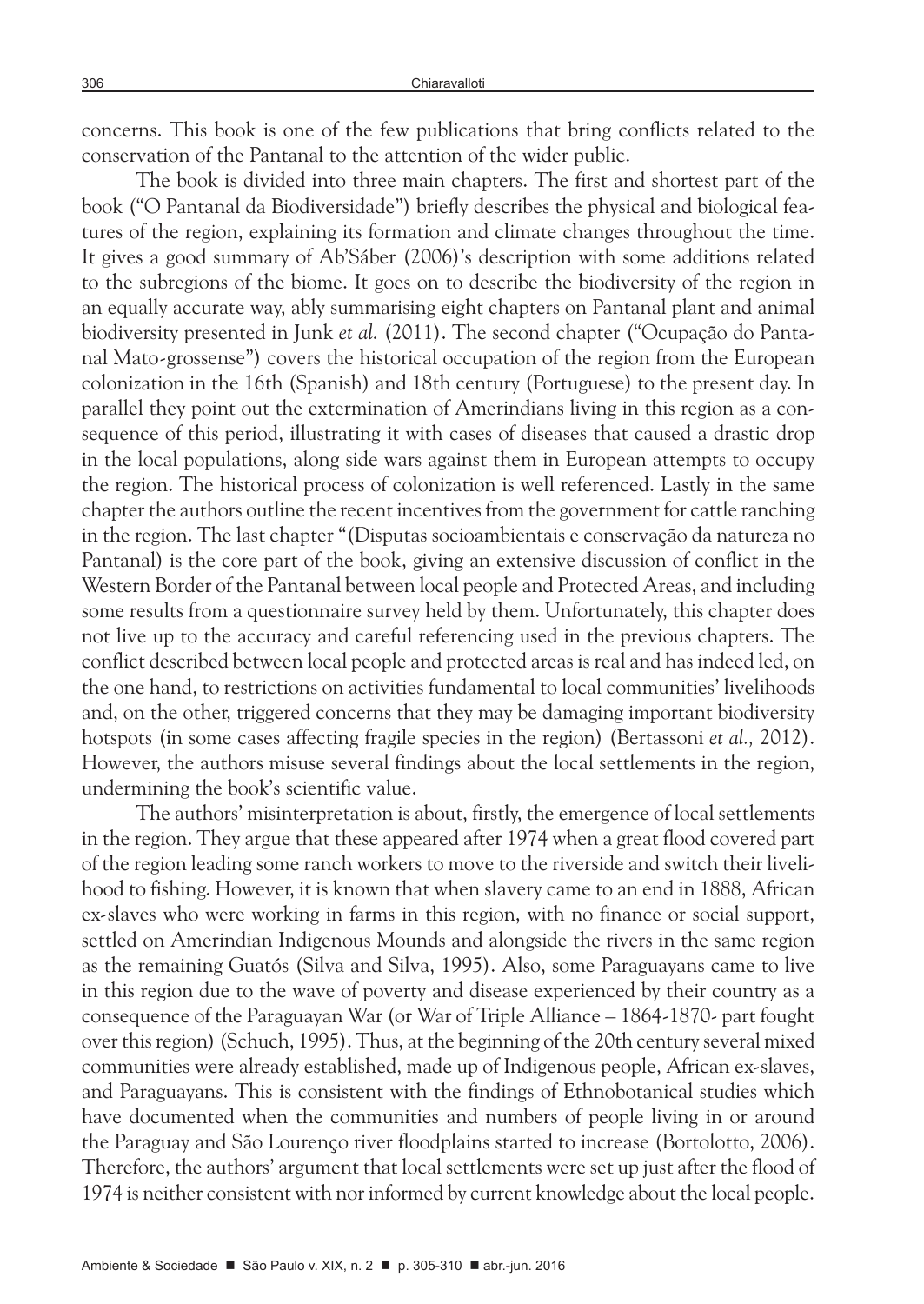concerns. This book is one of the few publications that bring conflicts related to the conservation of the Pantanal to the attention of the wider public.

The book is divided into three main chapters. The first and shortest part of the book ("O Pantanal da Biodiversidade") briefly describes the physical and biological features of the region, explaining its formation and climate changes throughout the time. It gives a good summary of Ab'Sáber (2006)'s description with some additions related to the subregions of the biome. It goes on to describe the biodiversity of the region in an equally accurate way, ably summarising eight chapters on Pantanal plant and animal biodiversity presented in Junk *et al.* (2011). The second chapter ("Ocupação do Pantanal Mato-grossense") covers the historical occupation of the region from the European colonization in the 16th (Spanish) and 18th century (Portuguese) to the present day. In parallel they point out the extermination of Amerindians living in this region as a consequence of this period, illustrating it with cases of diseases that caused a drastic drop in the local populations, along side wars against them in European attempts to occupy the region. The historical process of colonization is well referenced. Lastly in the same chapter the authors outline the recent incentives from the government for cattle ranching in the region. The last chapter "(Disputas socioambientais e conservação da natureza no Pantanal) is the core part of the book, giving an extensive discussion of conflict in the Western Border of the Pantanal between local people and Protected Areas, and including some results from a questionnaire survey held by them. Unfortunately, this chapter does not live up to the accuracy and careful referencing used in the previous chapters. The conflict described between local people and protected areas is real and has indeed led, on the one hand, to restrictions on activities fundamental to local communities' livelihoods and, on the other, triggered concerns that they may be damaging important biodiversity hotspots (in some cases affecting fragile species in the region) (Bertassoni *et al.,* 2012). However, the authors misuse several findings about the local settlements in the region, undermining the book's scientific value.

The authors' misinterpretation is about, firstly, the emergence of local settlements in the region. They argue that these appeared after 1974 when a great flood covered part of the region leading some ranch workers to move to the riverside and switch their livelihood to fishing. However, it is known that when slavery came to an end in 1888, African ex-slaves who were working in farms in this region, with no finance or social support, settled on Amerindian Indigenous Mounds and alongside the rivers in the same region as the remaining Guatós (Silva and Silva, 1995). Also, some Paraguayans came to live in this region due to the wave of poverty and disease experienced by their country as a consequence of the Paraguayan War (or War of Triple Alliance – 1864-1870- part fought over this region) (Schuch, 1995). Thus, at the beginning of the 20th century several mixed communities were already established, made up of Indigenous people, African ex-slaves, and Paraguayans. This is consistent with the findings of Ethnobotanical studies which have documented when the communities and numbers of people living in or around the Paraguay and São Lourenço river floodplains started to increase (Bortolotto, 2006). Therefore, the authors' argument that local settlements were set up just after the flood of 1974 is neither consistent with nor informed by current knowledge about the local people.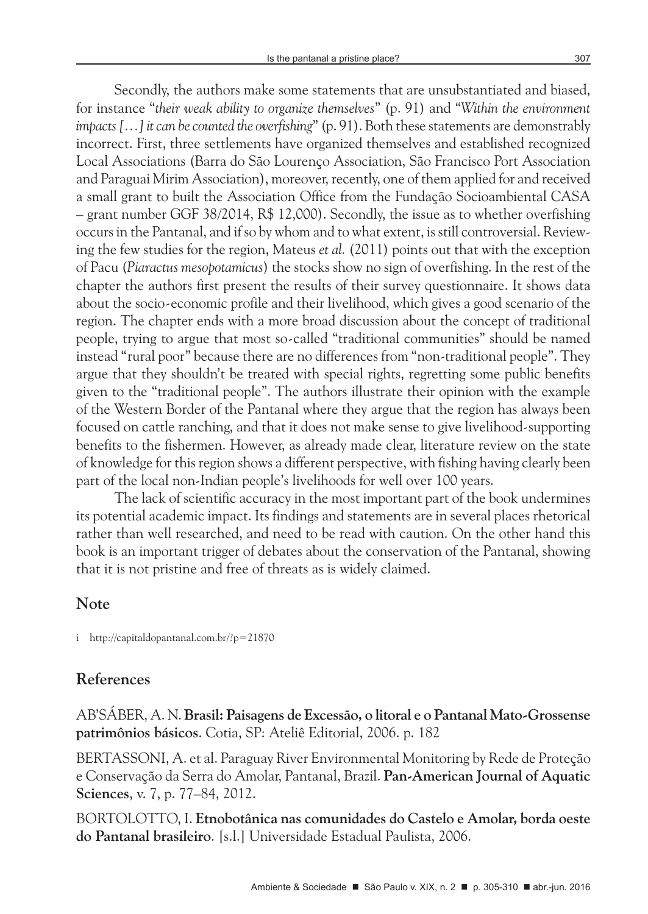Secondly, the authors make some statements that are unsubstantiated and biased, for instance "*their weak ability to organize themselves*" (p. 91) and "*Within the environment impacts […] it can be counted the overfishing*" (p. 91). Both these statements are demonstrably incorrect. First, three settlements have organized themselves and established recognized Local Associations (Barra do São Lourenço Association, São Francisco Port Association and Paraguai Mirim Association), moreover, recently, one of them applied for and received a small grant to built the Association Office from the Fundação Socioambiental CASA – grant number GGF 38/2014, R$ 12,000). Secondly, the issue as to whether overfishing occurs in the Pantanal, and if so by whom and to what extent, is still controversial. Reviewing the few studies for the region, Mateus *et al.* (2011) points out that with the exception of Pacu (*Piaractus mesopotamicus*) the stocks show no sign of overfishing. In the rest of the chapter the authors first present the results of their survey questionnaire. It shows data about the socio-economic profile and their livelihood, which gives a good scenario of the region. The chapter ends with a more broad discussion about the concept of traditional people, trying to argue that most so-called "traditional communities" should be named instead "rural poor" because there are no differences from "non-traditional people". They argue that they shouldn't be treated with special rights, regretting some public benefits given to the "traditional people". The authors illustrate their opinion with the example of the Western Border of the Pantanal where they argue that the region has always been focused on cattle ranching, and that it does not make sense to give livelihood-supporting benefits to the fishermen. However, as already made clear, literature review on the state of knowledge for this region shows a different perspective, with fishing having clearly been part of the local non-Indian people's livelihoods for well over 100 years.

The lack of scientific accuracy in the most important part of the book undermines its potential academic impact. Its findings and statements are in several places rhetorical rather than well researched, and need to be read with caution. On the other hand this book is an important trigger of debates about the conservation of the Pantanal, showing that it is not pristine and free of threats as is widely claimed.

## Note

i http://capitaldopantanal.com.br/?p=21870

## References

AB'SÁBER, A. N. **Brasil: Paisagens de Excessão, o litoral e o Pantanal Mato-Grossense patrimônios básicos**. Cotia, SP: Ateliê Editorial, 2006. p. 182

BERTASSONI, A. et al. Paraguay River Environmental Monitoring by Rede de Proteção e Conservação da Serra do Amolar, Pantanal, Brazil. **Pan-American Journal of Aquatic Sciences**, v. 7, p. 77–84, 2012.

BORTOLOTTO, I. **Etnobotânica nas comunidades do Castelo e Amolar, borda oeste do Pantanal brasileiro**. [s.l.] Universidade Estadual Paulista, 2006.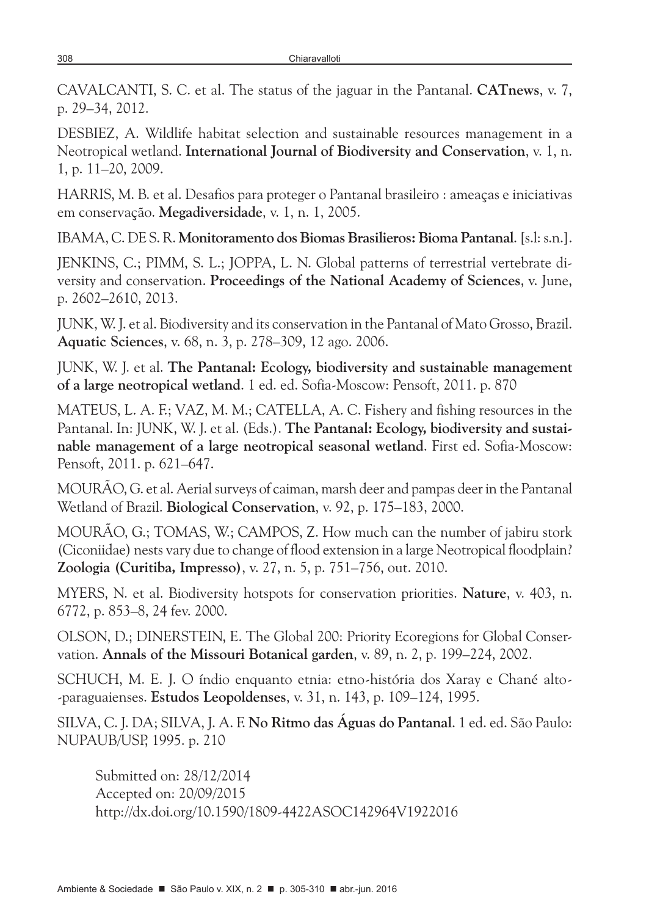CAVALCANTI, S. C. et al. The status of the jaguar in the Pantanal. **CATnews**, v. 7, p. 29–34, 2012.

DESBIEZ, A. Wildlife habitat selection and sustainable resources management in a Neotropical wetland. **International Journal of Biodiversity and Conservation**, v. 1, n. 1, p. 11–20, 2009.

HARRIS, M. B. et al. Desafios para proteger o Pantanal brasileiro : ameaças e iniciativas em conservação. **Megadiversidade**, v. 1, n. 1, 2005.

IBAMA, C. DE S. R. **Monitoramento dos Biomas Brasilieros: Bioma Pantanal**. [s.l: s.n.].

JENKINS, C.; PIMM, S. L.; JOPPA, L. N. Global patterns of terrestrial vertebrate diversity and conservation. **Proceedings of the National Academy of Sciences**, v. June, p. 2602–2610, 2013.

JUNK, W. J. et al. Biodiversity and its conservation in the Pantanal of Mato Grosso, Brazil. **Aquatic Sciences**, v. 68, n. 3, p. 278–309, 12 ago. 2006.

JUNK, W. J. et al. **The Pantanal: Ecology, biodiversity and sustainable management of a large neotropical wetland**. 1 ed. ed. Sofia-Moscow: Pensoft, 2011. p. 870

MATEUS, L. A. F.; VAZ, M. M.; CATELLA, A. C. Fishery and fishing resources in the Pantanal. In: JUNK, W. J. et al. (Eds.). **The Pantanal: Ecology, biodiversity and sustainable management of a large neotropical seasonal wetland**. First ed. Sofia-Moscow: Pensoft, 2011. p. 621–647.

MOURÃO, G. et al. Aerial surveys of caiman, marsh deer and pampas deer in the Pantanal Wetland of Brazil. **Biological Conservation**, v. 92, p. 175–183, 2000.

MOURÃO, G.; TOMAS, W.; CAMPOS, Z. How much can the number of jabiru stork (Ciconiidae) nests vary due to change of flood extension in a large Neotropical floodplain? **Zoologia (Curitiba, Impresso)**, v. 27, n. 5, p. 751–756, out. 2010.

MYERS, N. et al. Biodiversity hotspots for conservation priorities. **Nature**, v. 403, n. 6772, p. 853–8, 24 fev. 2000.

OLSON, D.; DINERSTEIN, E. The Global 200: Priority Ecoregions for Global Conservation. **Annals of the Missouri Botanical garden**, v. 89, n. 2, p. 199–224, 2002.

SCHUCH, M. E. J. O índio enquanto etnia: etno-história dos Xaray e Chané alto-paraguaienses. **Estudos Leopoldenses**, v. 31, n. 143, p. 109–124, 1995.

SILVA, C. J. DA; SILVA, J. A. F. **No Ritmo das Águas do Pantanal**. 1 ed. ed. São Paulo: NUPAUB/USP, 1995. p. 210

Submitted on: 28/12/2014
Accepted on: 20/09/2015
http://dx.doi.org/10.1590/1809-4422ASOC142964V1922016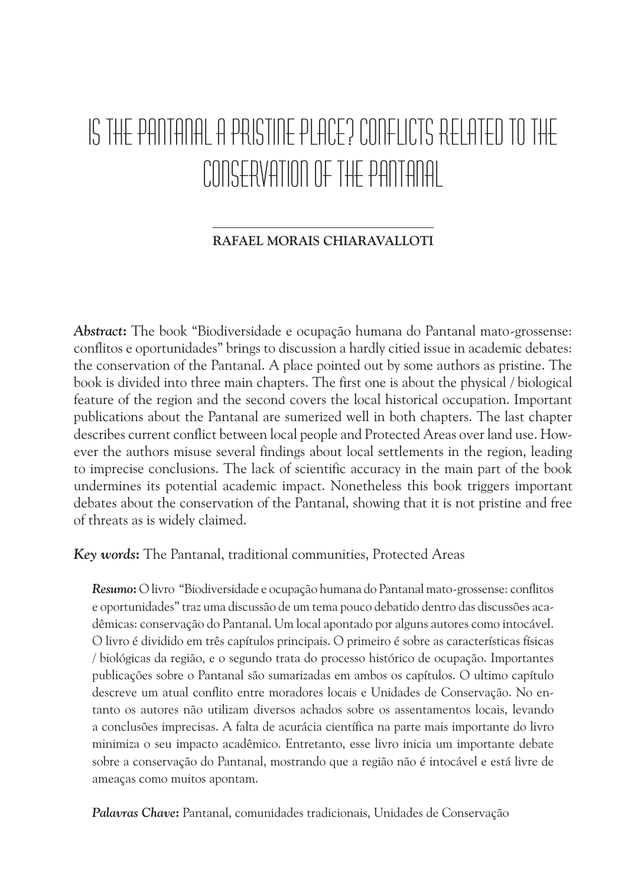# IS THE PANTANAL A PRISTINE PLACE? CONFLICTS RELATED TO THE CONSERVATION OF THE PANTANAL

**RAFAEL MORAIS CHIARAVALLOTI**

***Abstract*:** The book "Biodiversidade e ocupação humana do Pantanal mato-grossense: conflitos e oportunidades" brings to discussion a hardly citied issue in academic debates: the conservation of the Pantanal. A place pointed out by some authors as pristine. The book is divided into three main chapters. The first one is about the physical / biological feature of the region and the second covers the local historical occupation. Important publications about the Pantanal are sumerized well in both chapters. The last chapter describes current conflict between local people and Protected Areas over land use. However the authors misuse several findings about local settlements in the region, leading to imprecise conclusions. The lack of scientific accuracy in the main part of the book undermines its potential academic impact. Nonetheless this book triggers important debates about the conservation of the Pantanal, showing that it is not pristine and free of threats as is widely claimed.

***Key words*:** The Pantanal, traditional communities, Protected Areas

***Resumo*:** O livro "Biodiversidade e ocupação humana do Pantanal mato-grossense: conflitos e oportunidades" traz uma discussão de um tema pouco debatido dentro das discussões acadêmicas: conservação do Pantanal. Um local apontado por alguns autores como intocável. O livro é dividido em três capítulos principais. O primeiro é sobre as características físicas / biológicas da região, e o segundo trata do processo histórico de ocupação. Importantes publicações sobre o Pantanal são sumarizadas em ambos os capítulos. O ultimo capítulo descreve um atual conflito entre moradores locais e Unidades de Conservação. No entanto os autores não utilizam diversos achados sobre os assentamentos locais, levando a conclusões imprecisas. A falta de acurácia científica na parte mais importante do livro minimiza o seu impacto acadêmico. Entretanto, esse livro inicia um importante debate sobre a conservação do Pantanal, mostrando que a região não é intocável e está livre de ameaças como muitos apontam.

***Palavras Chave*:** Pantanal, comunidades tradicionais, Unidades de Conservação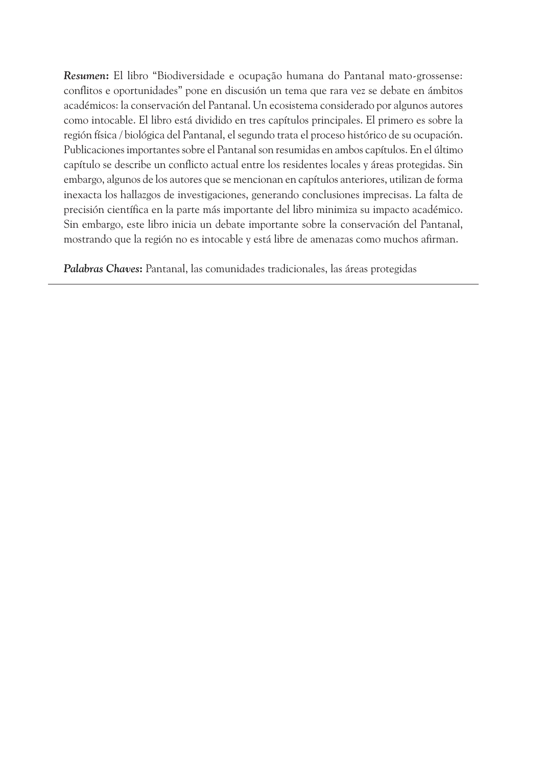***Resumen*:** El libro "Biodiversidade e ocupação humana do Pantanal mato-grossense: conflitos e oportunidades" pone en discusión un tema que rara vez se debate en ámbitos académicos: la conservación del Pantanal. Un ecosistema considerado por algunos autores como intocable. El libro está dividido en tres capítulos principales. El primero es sobre la región física / biológica del Pantanal, el segundo trata el proceso histórico de su ocupación. Publicaciones importantes sobre el Pantanal son resumidas en ambos capítulos. En el último capítulo se describe un conflicto actual entre los residentes locales y áreas protegidas. Sin embargo, algunos de los autores que se mencionan en capítulos anteriores, utilizan de forma inexacta los hallazgos de investigaciones, generando conclusiones imprecisas. La falta de precisión científica en la parte más importante del libro minimiza su impacto académico. Sin embargo, este libro inicia un debate importante sobre la conservación del Pantanal, mostrando que la región no es intocable y está libre de amenazas como muchos afirman.

***Palabras Chaves*:** Pantanal, las comunidades tradicionales, las áreas protegidas